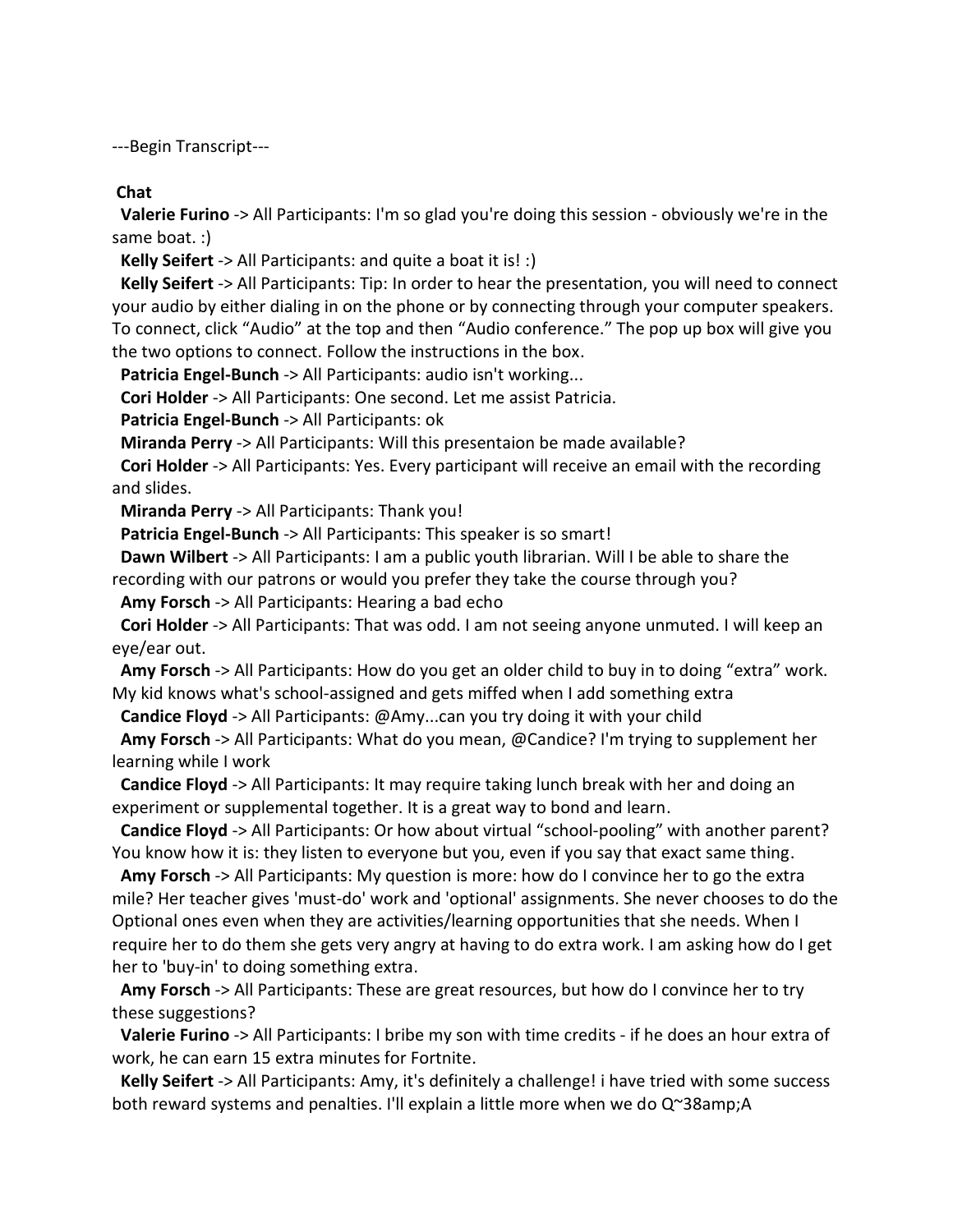---Begin Transcript---

**Chat**

**Valerie Furino** -> All Participants: I'm so glad you're doing this session - obviously we're in the same boat. :)

**Kelly Seifert** -> All Participants: and quite a boat it is! :)

**Kelly Seifert** -> All Participants: Tip: In order to hear the presentation, you will need to connect your audio by either dialing in on the phone or by connecting through your computer speakers. To connect, click “Audio” at the top and then “Audio conference.” The pop up box will give you the two options to connect. Follow the instructions in the box.

**Patricia Engel-Bunch** -> All Participants: audio isn't working...

**Cori Holder** -> All Participants: One second. Let me assist Patricia.

**Patricia Engel-Bunch** -> All Participants: ok

**Miranda Perry** -> All Participants: Will this presentaion be made available?

**Cori Holder** -> All Participants: Yes. Every participant will receive an email with the recording and slides.

**Miranda Perry** -> All Participants: Thank you!

**Patricia Engel-Bunch** -> All Participants: This speaker is so smart!

**Dawn Wilbert** -> All Participants: I am a public youth librarian. Will I be able to share the recording with our patrons or would you prefer they take the course through you?

**Amy Forsch** -> All Participants: Hearing a bad echo

**Cori Holder** -> All Participants: That was odd. I am not seeing anyone unmuted. I will keep an eye/ear out.

**Amy Forsch** -> All Participants: How do you get an older child to buy in to doing “extra” work. My kid knows what's school-assigned and gets miffed when I add something extra

**Candice Floyd** -> All Participants: @Amy...can you try doing it with your child

**Amy Forsch** -> All Participants: What do you mean, @Candice? I'm trying to supplement her learning while I work

**Candice Floyd** -> All Participants: It may require taking lunch break with her and doing an experiment or supplemental together. It is a great way to bond and learn.

**Candice Floyd** -> All Participants: Or how about virtual “school-pooling” with another parent? You know how it is: they listen to everyone but you, even if you say that exact same thing.

**Amy Forsch** -> All Participants: My question is more: how do I convince her to go the extra mile? Her teacher gives 'must-do' work and 'optional' assignments. She never chooses to do the Optional ones even when they are activities/learning opportunities that she needs. When I require her to do them she gets very angry at having to do extra work. I am asking how do I get her to 'buy-in' to doing something extra.

**Amy Forsch** -> All Participants: These are great resources, but how do I convince her to try these suggestions?

**Valerie Furino** -> All Participants: I bribe my son with time credits - if he does an hour extra of work, he can earn 15 extra minutes for Fortnite.

**Kelly Seifert** -> All Participants: Amy, it's definitely a challenge! i have tried with some success both reward systems and penalties. I'll explain a little more when we do Q~38amp;A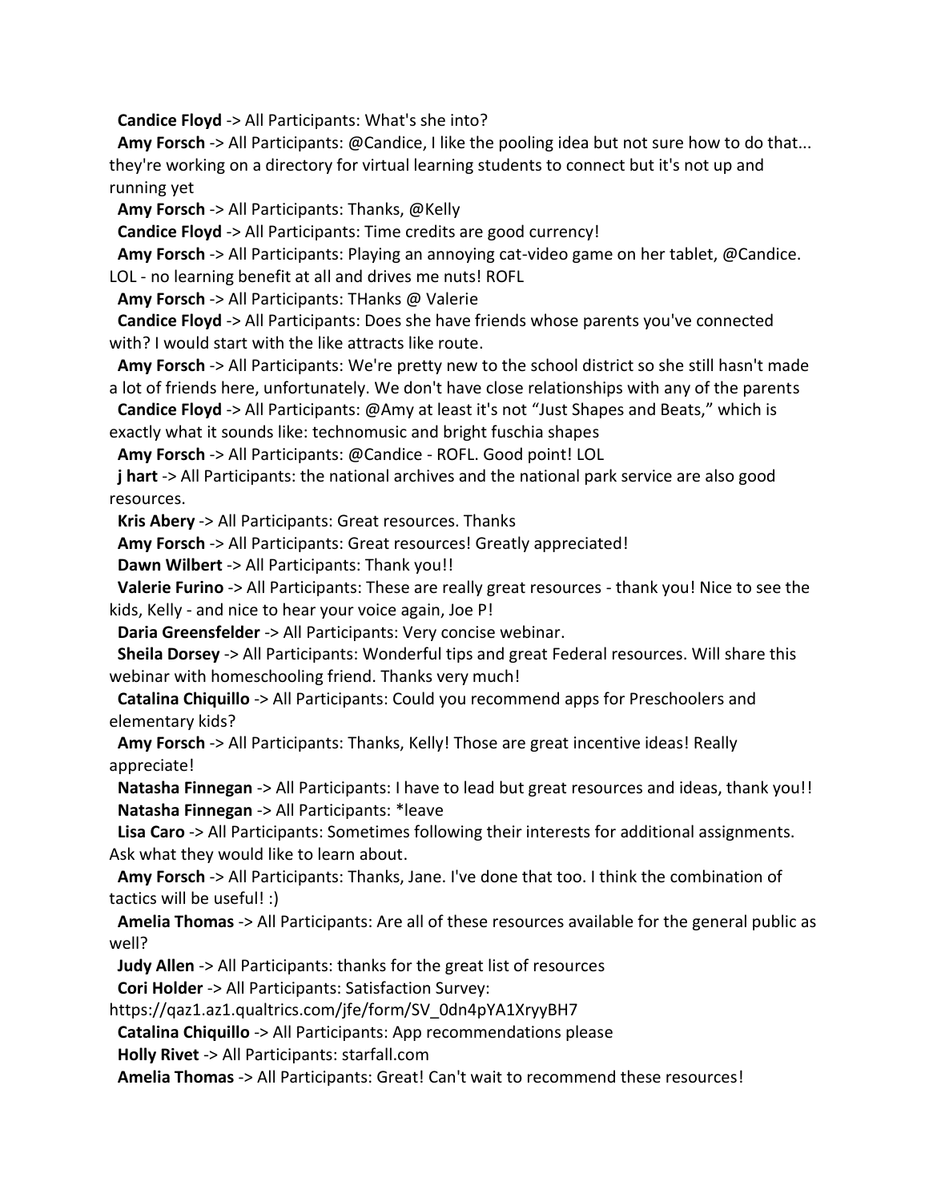**Candice Floyd** -> All Participants: What's she into?

**Amy Forsch** -> All Participants: @Candice, I like the pooling idea but not sure how to do that... they're working on a directory for virtual learning students to connect but it's not up and running yet

**Amy Forsch** -> All Participants: Thanks, @Kelly

**Candice Floyd** -> All Participants: Time credits are good currency!

**Amy Forsch** -> All Participants: Playing an annoying cat-video game on her tablet, @Candice. LOL - no learning benefit at all and drives me nuts! ROFL

**Amy Forsch** -> All Participants: THanks @ Valerie

**Candice Floyd** -> All Participants: Does she have friends whose parents you've connected with? I would start with the like attracts like route.

**Amy Forsch** -> All Participants: We're pretty new to the school district so she still hasn't made a lot of friends here, unfortunately. We don't have close relationships with any of the parents

**Candice Floyd** -> All Participants: @Amy at least it's not "Just Shapes and Beats," which is exactly what it sounds like: technomusic and bright fuschia shapes

**Amy Forsch** -> All Participants: @Candice - ROFL. Good point! LOL

**j hart** -> All Participants: the national archives and the national park service are also good resources.

**Kris Abery** -> All Participants: Great resources. Thanks

**Amy Forsch** -> All Participants: Great resources! Greatly appreciated!

**Dawn Wilbert** -> All Participants: Thank you!!

**Valerie Furino** -> All Participants: These are really great resources - thank you! Nice to see the kids, Kelly - and nice to hear your voice again, Joe P!

**Daria Greensfelder** -> All Participants: Very concise webinar.

**Sheila Dorsey** -> All Participants: Wonderful tips and great Federal resources. Will share this webinar with homeschooling friend. Thanks very much!

**Catalina Chiquillo** -> All Participants: Could you recommend apps for Preschoolers and elementary kids?

**Amy Forsch** -> All Participants: Thanks, Kelly! Those are great incentive ideas! Really appreciate!

**Natasha Finnegan** -> All Participants: I have to lead but great resources and ideas, thank you!!

**Natasha Finnegan** -> All Participants: *leave

**Lisa Caro** -> All Participants: Sometimes following their interests for additional assignments. Ask what they would like to learn about.

**Amy Forsch** -> All Participants: Thanks, Jane. I've done that too. I think the combination of tactics will be useful! :)

**Amelia Thomas** -> All Participants: Are all of these resources available for the general public as well?

**Judy Allen** -> All Participants: thanks for the great list of resources

**Cori Holder** -> All Participants: Satisfaction Survey: https://qaz1.az1.qualtrics.com/jfe/form/SV_0dn4pYA1XryyBH7

**Catalina Chiquillo** -> All Participants: App recommendations please

**Holly Rivet** -> All Participants: starfall.com

**Amelia Thomas** -> All Participants: Great! Can't wait to recommend these resources!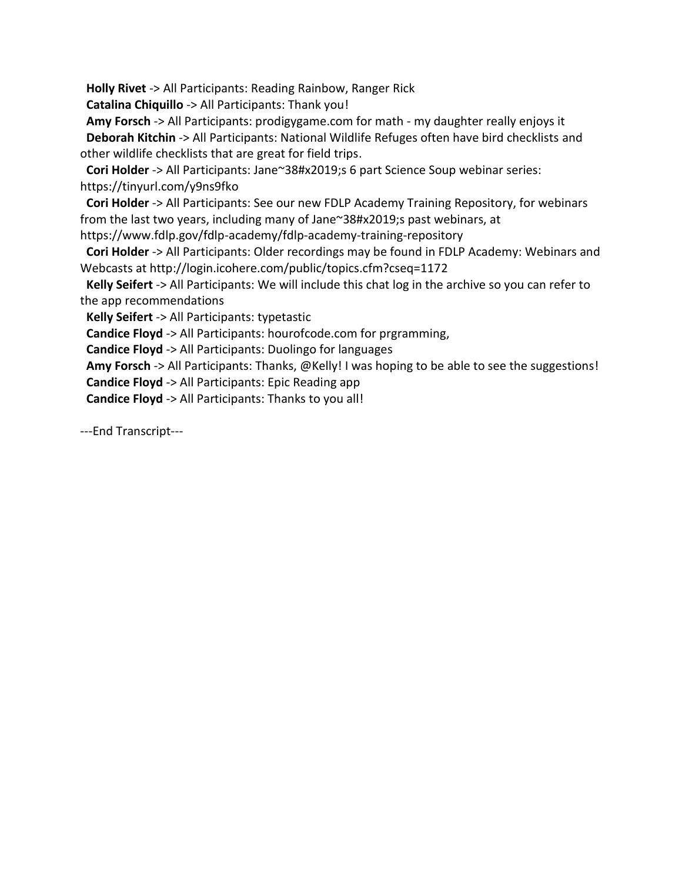**Holly Rivet** -> All Participants: Reading Rainbow, Ranger Rick

**Catalina Chiquillo** -> All Participants: Thank you!

**Amy Forsch** -> All Participants: prodigygame.com for math - my daughter really enjoys it

**Deborah Kitchin** -> All Participants: National Wildlife Refuges often have bird checklists and other wildlife checklists that are great for field trips.

**Cori Holder** -> All Participants: Jane~38#x2019;s 6 part Science Soup webinar series: https://tinyurl.com/y9ns9fko

**Cori Holder** -> All Participants: See our new FDLP Academy Training Repository, for webinars from the last two years, including many of Jane~38#x2019;s past webinars, at https://www.fdlp.gov/fdlp-academy/fdlp-academy-training-repository

**Cori Holder** -> All Participants: Older recordings may be found in FDLP Academy: Webinars and Webcasts at http://login.icohere.com/public/topics.cfm?cseq=1172

**Kelly Seifert** -> All Participants: We will include this chat log in the archive so you can refer to the app recommendations

**Kelly Seifert** -> All Participants: typetastic

**Candice Floyd** -> All Participants: hourofcode.com for prgramming,

**Candice Floyd** -> All Participants: Duolingo for languages

**Amy Forsch** -> All Participants: Thanks, @Kelly! I was hoping to be able to see the suggestions!

**Candice Floyd** -> All Participants: Epic Reading app

**Candice Floyd** -> All Participants: Thanks to you all!

---End Transcript---